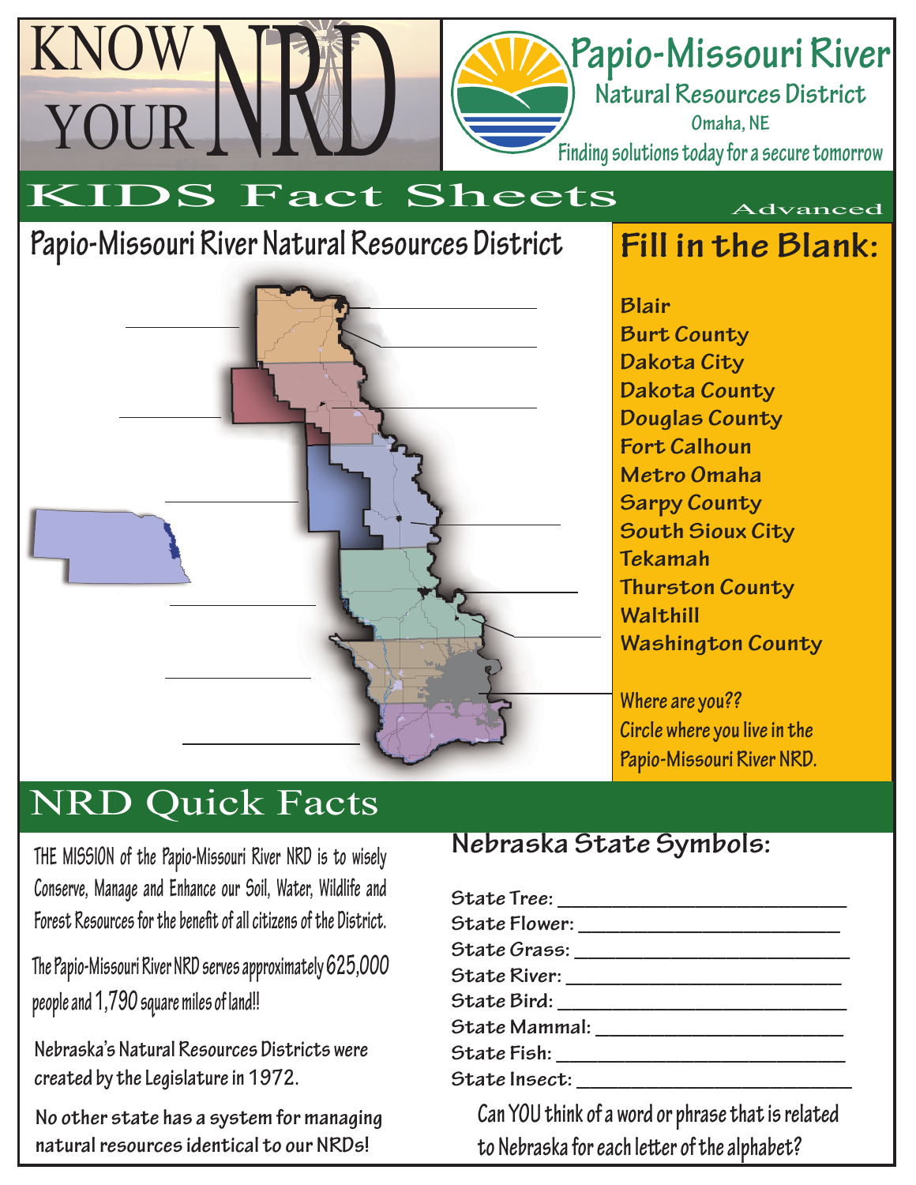# KNOW YOUR NRD

## Papio-Missouri River Natural Resources District

Omaha, NE

Finding solutions today for a secure tomorrow

## KIDS Fact Sheets

Advanced

## Papio-Missouri River Natural Resources District

______________

______________

______________

______________

______________

______________

______________

______________

______________

______________

______________

______________

______________

## Fill in the Blank:

**Blair**
**Burt County**
**Dakota City**
**Dakota County**
**Douglas County**
**Fort Calhoun**
**Metro Omaha**
**Sarpy County**
**South Sioux City**
**Tekamah**
**Thurston County**
**Walthill**
**Washington County**

Where are you??
Circle where you live in the Papio-Missouri River NRD.

## NRD Quick Facts

THE MISSION of the Papio-Missouri River NRD is to wisely Conserve, Manage and Enhance our Soil, Water, Wildlife and Forest Resources for the benefit of all citizens of the District.

The Papio-Missouri River NRD serves approximately 625,000 people and 1,790 square miles of land!!

Nebraska's Natural Resources Districts were created by the Legislature in 1972.

No other state has a system for managing natural resources identical to our NRDs!

### Nebraska State Symbols:

State Tree: ______________________________
State Flower: ____________________________
State Grass: _____________________________
State River: ______________________________
State Bird: _______________________________
State Mammal: ___________________________
State Fish: _______________________________
State Insect: _____________________________

Can YOU think of a word or phrase that is related to Nebraska for each letter of the alphabet?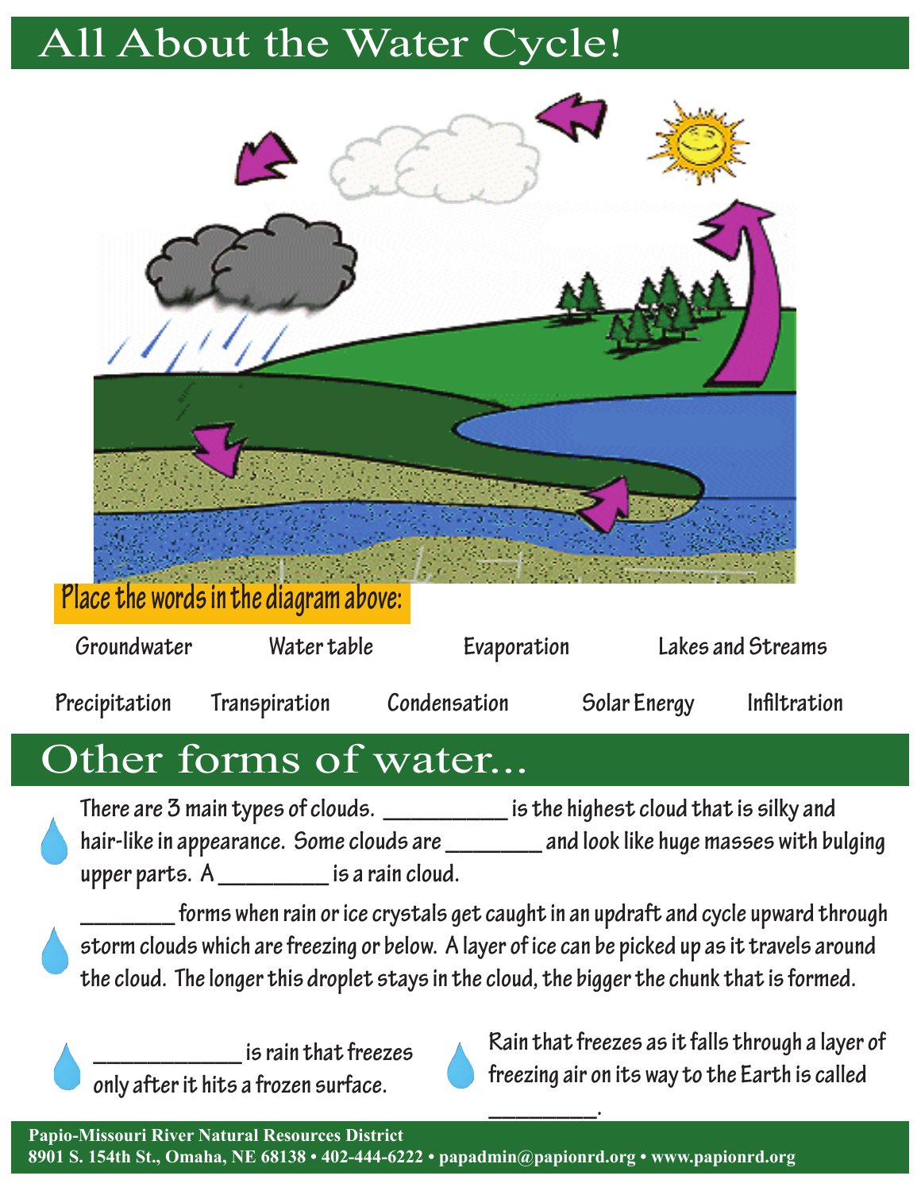# All About the Water Cycle!

Place the words in the diagram above:

Groundwater Water table Evaporation Lakes and Streams

Precipitation Transpiration Condensation Solar Energy Infiltration

# Other forms of water...

There are 3 main types of clouds. __________ is the highest cloud that is silky and hair-like in appearance. Some clouds are ________ and look like huge masses with bulging upper parts. A _________ is a rain cloud.

________ forms when rain or ice crystals get caught in an updraft and cycle upward through storm clouds which are freezing or below. A layer of ice can be picked up as it travels around the cloud. The longer this droplet stays in the cloud, the bigger the chunk that is formed.

_____________ is rain that freezes only after it hits a frozen surface.

Rain that freezes as it falls through a layer of freezing air on its way to the Earth is called _________.

**Papio-Missouri River Natural Resources District**
**8901 S. 154th St., Omaha, NE 68138 • 402-444-6222 • papadmin@papionrd.org • www.papionrd.org**